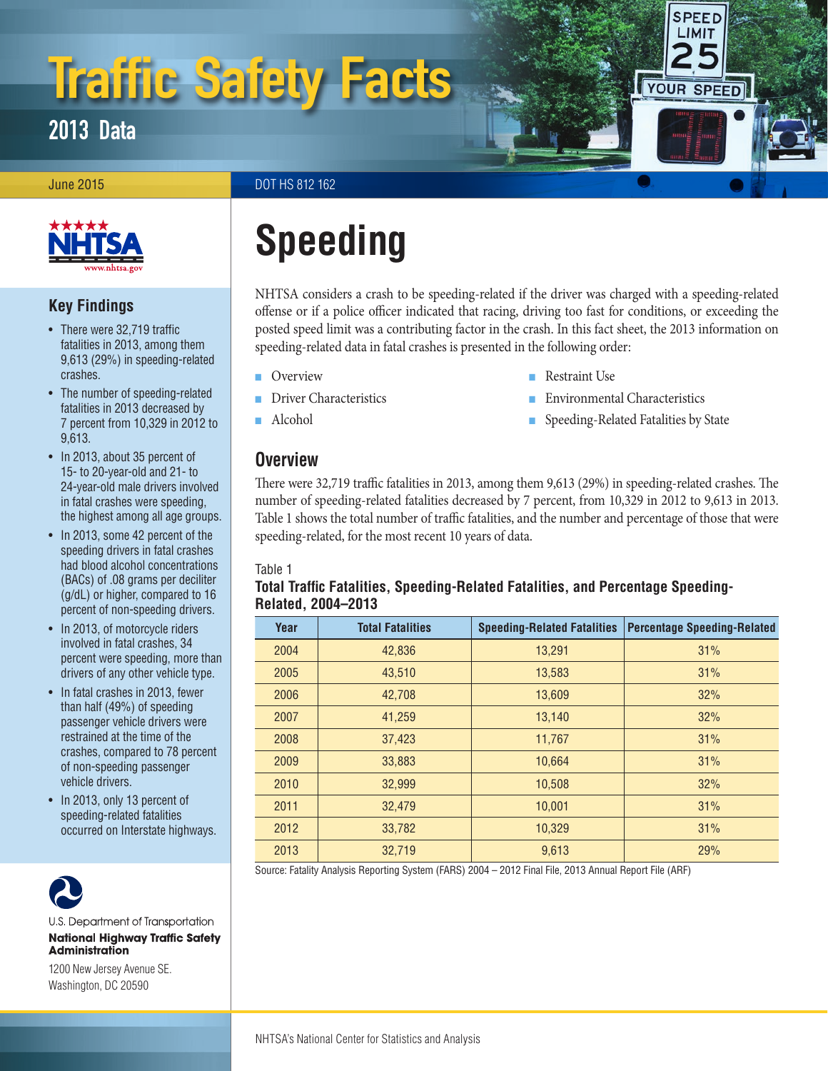# Traffic Safety Facts

## 2013 Data

June 2015

DOT HS 812 162

# Speeding

NHTSA considers a crash to be speeding-related if the driver was charged with a speeding-related offense or if a police officer indicated that racing, driving too fast for conditions, or exceeding the posted speed limit was a contributing factor in the crash. In this fact sheet, the 2013 information on speeding-related data in fatal crashes is presented in the following order:

- Overview
- Driver Characteristics
- Alcohol
- Restraint Use
- Environmental Characteristics
- Speeding-Related Fatalities by State

## Key Findings

- There were 32,719 traffic fatalities in 2013, among them 9,613 (29%) in speeding-related crashes.
- The number of speeding-related fatalities in 2013 decreased by 7 percent from 10,329 in 2012 to 9,613.
- In 2013, about 35 percent of 15- to 20-year-old and 21- to 24-year-old male drivers involved in fatal crashes were speeding, the highest among all age groups.
- In 2013, some 42 percent of the speeding drivers in fatal crashes had blood alcohol concentrations (BACs) of .08 grams per deciliter (g/dL) or higher, compared to 16 percent of non-speeding drivers.
- In 2013, of motorcycle riders involved in fatal crashes, 34 percent were speeding, more than drivers of any other vehicle type.
- In fatal crashes in 2013, fewer than half (49%) of speeding passenger vehicle drivers were restrained at the time of the crashes, compared to 78 percent of non-speeding passenger vehicle drivers.
- In 2013, only 13 percent of speeding-related fatalities occurred on Interstate highways.

## Overview

There were 32,719 traffic fatalities in 2013, among them 9,613 (29%) in speeding-related crashes. The number of speeding-related fatalities decreased by 7 percent, from 10,329 in 2012 to 9,613 in 2013. Table 1 shows the total number of traffic fatalities, and the number and percentage of those that were speeding-related, for the most recent 10 years of data.

Table 1
**Total Traffic Fatalities, Speeding-Related Fatalities, and Percentage Speeding-Related, 2004–2013**

| Year | Total Fatalities | Speeding-Related Fatalities | Percentage Speeding-Related |
|---|---|---|---|
| 2004 | 42,836 | 13,291 | 31% |
| 2005 | 43,510 | 13,583 | 31% |
| 2006 | 42,708 | 13,609 | 32% |
| 2007 | 41,259 | 13,140 | 32% |
| 2008 | 37,423 | 11,767 | 31% |
| 2009 | 33,883 | 10,664 | 31% |
| 2010 | 32,999 | 10,508 | 32% |
| 2011 | 32,479 | 10,001 | 31% |
| 2012 | 33,782 | 10,329 | 31% |
| 2013 | 32,719 | 9,613 | 29% |

Source: Fatality Analysis Reporting System (FARS) 2004 – 2012 Final File, 2013 Annual Report File (ARF)

U.S. Department of Transportation
**National Highway Traffic Safety Administration**
1200 New Jersey Avenue SE.
Washington, DC 20590

NHTSA's National Center for Statistics and Analysis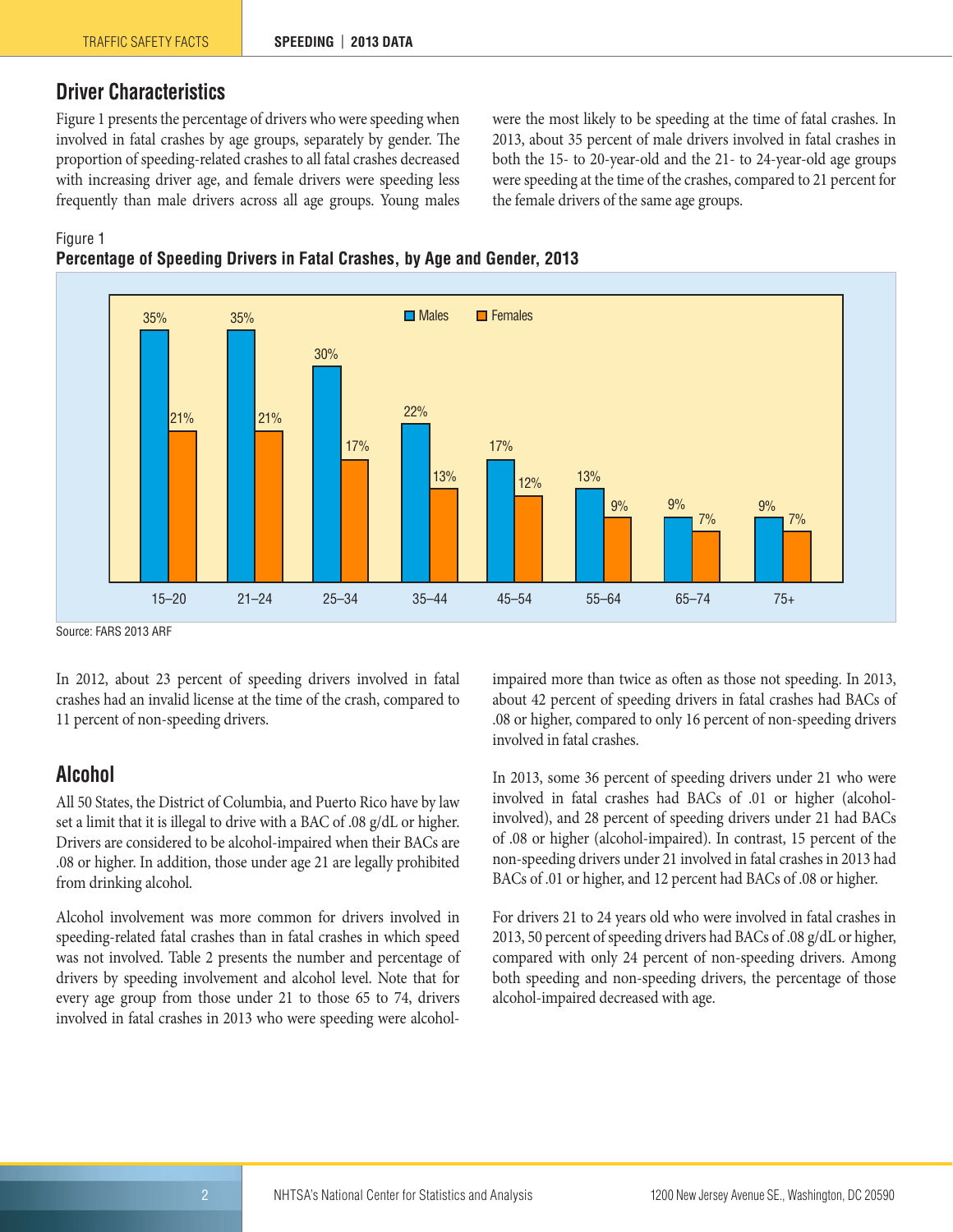## Driver Characteristics

Figure 1 presents the percentage of drivers who were speeding when involved in fatal crashes by age groups, separately by gender. The proportion of speeding-related crashes to all fatal crashes decreased with increasing driver age, and female drivers were speeding less frequently than male drivers across all age groups. Young males were the most likely to be speeding at the time of fatal crashes. In 2013, about 35 percent of male drivers involved in fatal crashes in both the 15- to 20-year-old and the 21- to 24-year-old age groups were speeding at the time of the crashes, compared to 21 percent for the female drivers of the same age groups.

Figure 1
**Percentage of Speeding Drivers in Fatal Crashes, by Age and Gender, 2013**

| Age | Males | Females |
|---|---|---|
| 15–20 | 35% | 21% |
| 21–24 | 35% | 21% |
| 25–34 | 30% | 17% |
| 35–44 | 22% | 13% |
| 45–54 | 17% | 12% |
| 55–64 | 13% | 9% |
| 65–74 | 9% | 7% |
| 75+ | 9% | 7% |

Source: FARS 2013 ARF

In 2012, about 23 percent of speeding drivers involved in fatal crashes had an invalid license at the time of the crash, compared to 11 percent of non-speeding drivers.

## Alcohol

All 50 States, the District of Columbia, and Puerto Rico have by law set a limit that it is illegal to drive with a BAC of .08 g/dL or higher. Drivers are considered to be alcohol-impaired when their BACs are .08 or higher. In addition, those under age 21 are legally prohibited from drinking alcohol.

Alcohol involvement was more common for drivers involved in speeding-related fatal crashes than in fatal crashes in which speed was not involved. Table 2 presents the number and percentage of drivers by speeding involvement and alcohol level. Note that for every age group from those under 21 to those 65 to 74, drivers involved in fatal crashes in 2013 who were speeding were alcohol-impaired more than twice as often as those not speeding. In 2013, about 42 percent of speeding drivers in fatal crashes had BACs of .08 or higher, compared to only 16 percent of non-speeding drivers involved in fatal crashes.

In 2013, some 36 percent of speeding drivers under 21 who were involved in fatal crashes had BACs of .01 or higher (alcohol-involved), and 28 percent of speeding drivers under 21 had BACs of .08 or higher (alcohol-impaired). In contrast, 15 percent of the non-speeding drivers under 21 involved in fatal crashes in 2013 had BACs of .01 or higher, and 12 percent had BACs of .08 or higher.

For drivers 21 to 24 years old who were involved in fatal crashes in 2013, 50 percent of speeding drivers had BACs of .08 g/dL or higher, compared with only 24 percent of non-speeding drivers. Among both speeding and non-speeding drivers, the percentage of those alcohol-impaired decreased with age.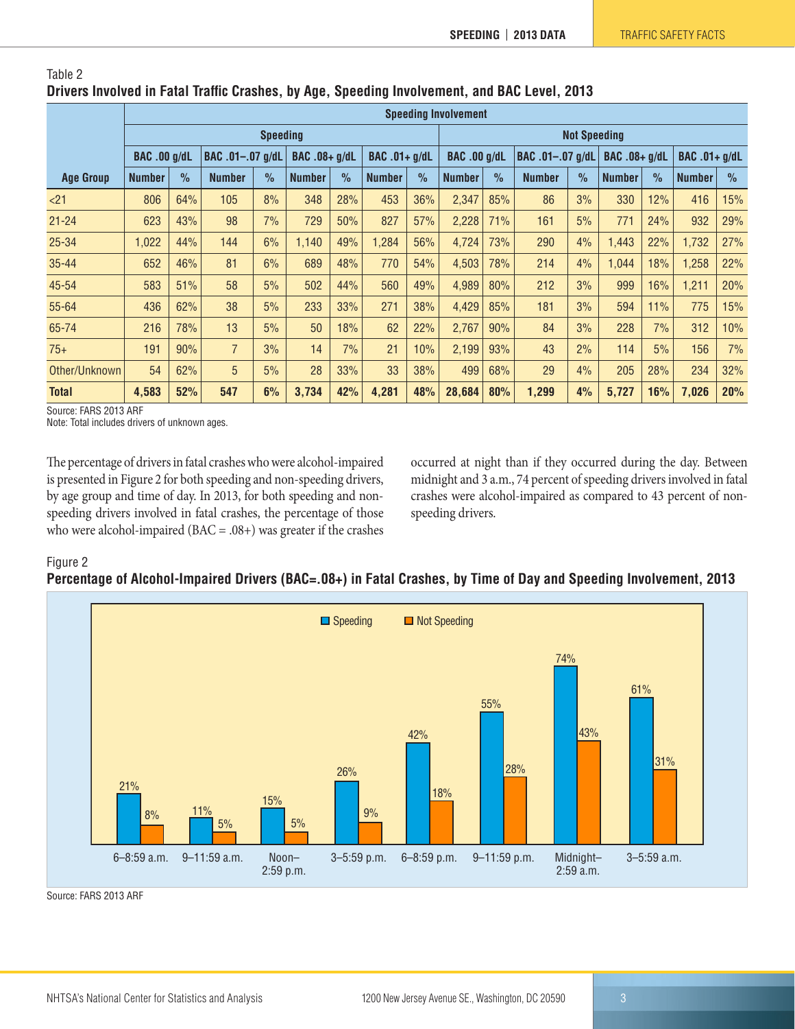Table 2
**Drivers Involved in Fatal Traffic Crashes, by Age, Speeding Involvement, and BAC Level, 2013**

| Age Group | Speeding Involvement | | | | | | | | | | | | | | | |
|---|---|---|---|---|---|---|---|---|---|---|---|---|---|---|---|---|
| | Speeding | | | | | | | | Not Speeding | | | | | | | |
| | BAC .00 g/dL | | BAC .01–.07 g/dL | | BAC .08+ g/dL | | BAC .01+ g/dL | | BAC .00 g/dL | | BAC .01–.07 g/dL | | BAC .08+ g/dL | | BAC .01+ g/dL | |
| | Number | % | Number | % | Number | % | Number | % | Number | % | Number | % | Number | % | Number | % |
| <21 | 806 | 64% | 105 | 8% | 348 | 28% | 453 | 36% | 2,347 | 85% | 86 | 3% | 330 | 12% | 416 | 15% |
| 21-24 | 623 | 43% | 98 | 7% | 729 | 50% | 827 | 57% | 2,228 | 71% | 161 | 5% | 771 | 24% | 932 | 29% |
| 25-34 | 1,022 | 44% | 144 | 6% | 1,140 | 49% | 1,284 | 56% | 4,724 | 73% | 290 | 4% | 1,443 | 22% | 1,732 | 27% |
| 35-44 | 652 | 46% | 81 | 6% | 689 | 48% | 770 | 54% | 4,503 | 78% | 214 | 4% | 1,044 | 18% | 1,258 | 22% |
| 45-54 | 583 | 51% | 58 | 5% | 502 | 44% | 560 | 49% | 4,989 | 80% | 212 | 3% | 999 | 16% | 1,211 | 20% |
| 55-64 | 436 | 62% | 38 | 5% | 233 | 33% | 271 | 38% | 4,429 | 85% | 181 | 3% | 594 | 11% | 775 | 15% |
| 65-74 | 216 | 78% | 13 | 5% | 50 | 18% | 62 | 22% | 2,767 | 90% | 84 | 3% | 228 | 7% | 312 | 10% |
| 75+ | 191 | 90% | 7 | 3% | 14 | 7% | 21 | 10% | 2,199 | 93% | 43 | 2% | 114 | 5% | 156 | 7% |
| Other/Unknown | 54 | 62% | 5 | 5% | 28 | 33% | 33 | 38% | 499 | 68% | 29 | 4% | 205 | 28% | 234 | 32% |
| **Total** | **4,583** | **52%** | **547** | **6%** | **3,734** | **42%** | **4,281** | **48%** | **28,684** | **80%** | **1,299** | **4%** | **5,727** | **16%** | **7,026** | **20%** |

Source: FARS 2013 ARF
Note: Total includes drivers of unknown ages.

The percentage of drivers in fatal crashes who were alcohol-impaired is presented in Figure 2 for both speeding and non-speeding drivers, by age group and time of day. In 2013, for both speeding and non-speeding drivers involved in fatal crashes, the percentage of those who were alcohol-impaired (BAC = .08+) was greater if the crashes occurred at night than if they occurred during the day. Between midnight and 3 a.m., 74 percent of speeding drivers involved in fatal crashes were alcohol-impaired as compared to 43 percent of non-speeding drivers.

Figure 2
**Percentage of Alcohol-Impaired Drivers (BAC=.08+) in Fatal Crashes, by Time of Day and Speeding Involvement, 2013**

| Time of Day | Speeding | Not Speeding |
|---|---|---|
| 6–8:59 a.m. | 21% | 8% |
| 9–11:59 a.m. | 11% | 5% |
| Noon–2:59 p.m. | 15% | 5% |
| 3–5:59 p.m. | 26% | 9% |
| 6–8:59 p.m. | 42% | 18% |
| 9–11:59 p.m. | 55% | 28% |
| Midnight–2:59 a.m. | 74% | 43% |
| 3–5:59 a.m. | 61% | 31% |

Source: FARS 2013 ARF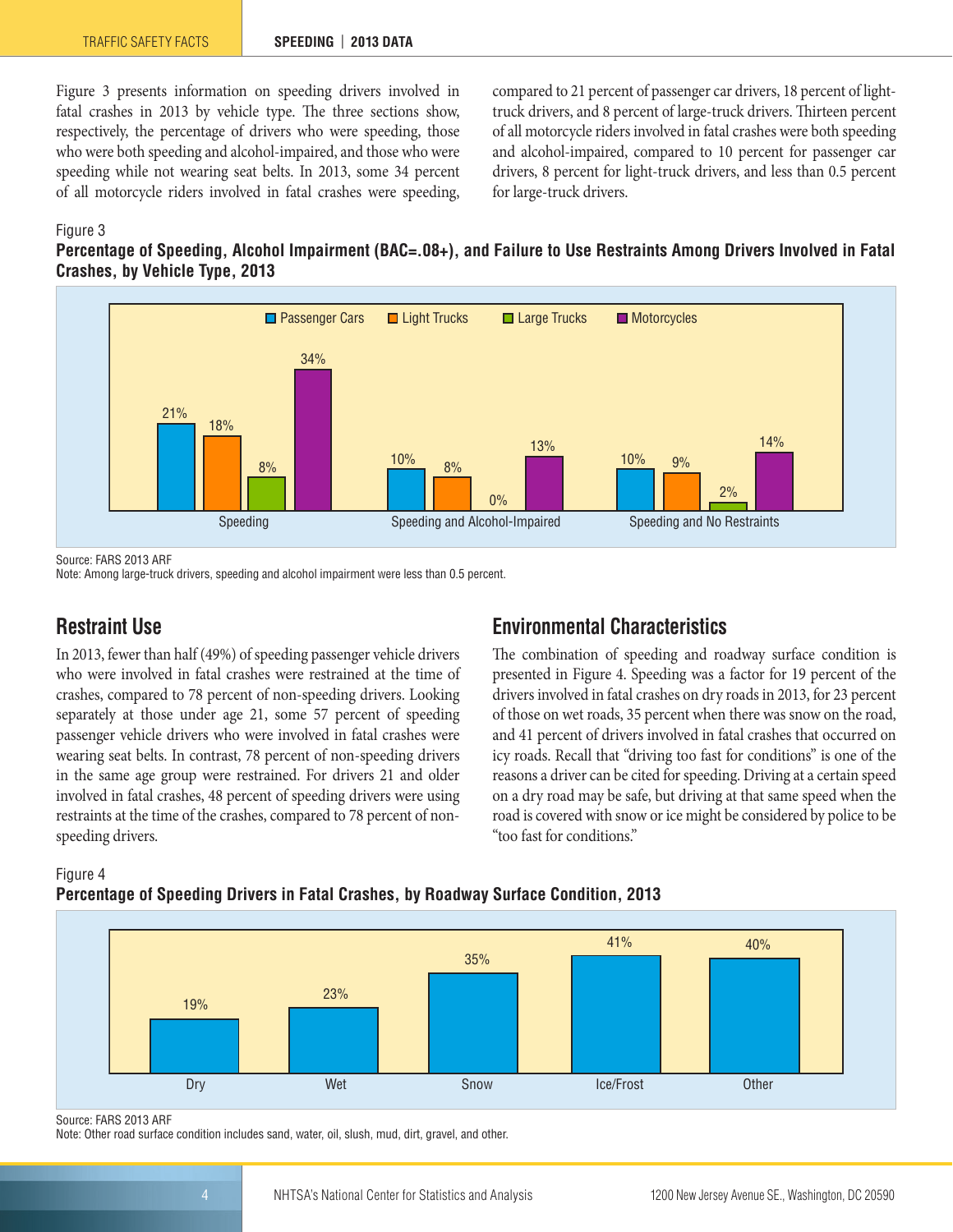Figure 3 presents information on speeding drivers involved in fatal crashes in 2013 by vehicle type. The three sections show, respectively, the percentage of drivers who were speeding, those who were both speeding and alcohol-impaired, and those who were speeding while not wearing seat belts. In 2013, some 34 percent of all motorcycle riders involved in fatal crashes were speeding, compared to 21 percent of passenger car drivers, 18 percent of light-truck drivers, and 8 percent of large-truck drivers. Thirteen percent of all motorcycle riders involved in fatal crashes were both speeding and alcohol-impaired, compared to 10 percent for passenger car drivers, 8 percent for light-truck drivers, and less than 0.5 percent for large-truck drivers.

Figure 3

**Percentage of Speeding, Alcohol Impairment (BAC=.08+), and Failure to Use Restraints Among Drivers Involved in Fatal Crashes, by Vehicle Type, 2013**

| | Passenger Cars | Light Trucks | Large Trucks | Motorcycles |
|---|---|---|---|---|
| Speeding | 21% | 18% | 8% | 34% |
| Speeding and Alcohol-Impaired | 10% | 8% | 0% | 13% |
| Speeding and No Restraints | 10% | 9% | 2% | 14% |

Source: FARS 2013 ARF

Note: Among large-truck drivers, speeding and alcohol impairment were less than 0.5 percent.

## Restraint Use

In 2013, fewer than half (49%) of speeding passenger vehicle drivers who were involved in fatal crashes were restrained at the time of crashes, compared to 78 percent of non-speeding drivers. Looking separately at those under age 21, some 57 percent of speeding passenger vehicle drivers who were involved in fatal crashes were wearing seat belts. In contrast, 78 percent of non-speeding drivers in the same age group were restrained. For drivers 21 and older involved in fatal crashes, 48 percent of speeding drivers were using restraints at the time of the crashes, compared to 78 percent of non-speeding drivers.

## Environmental Characteristics

The combination of speeding and roadway surface condition is presented in Figure 4. Speeding was a factor for 19 percent of the drivers involved in fatal crashes on dry roads in 2013, for 23 percent of those on wet roads, 35 percent when there was snow on the road, and 41 percent of drivers involved in fatal crashes that occurred on icy roads. Recall that "driving too fast for conditions" is one of the reasons a driver can be cited for speeding. Driving at a certain speed on a dry road may be safe, but driving at that same speed when the road is covered with snow or ice might be considered by police to be "too fast for conditions."

Figure 4

**Percentage of Speeding Drivers in Fatal Crashes, by Roadway Surface Condition, 2013**

| Dry | Wet | Snow | Ice/Frost | Other |
|---|---|---|---|---|
| 19% | 23% | 35% | 41% | 40% |

Source: FARS 2013 ARF

Note: Other road surface condition includes sand, water, oil, slush, mud, dirt, gravel, and other.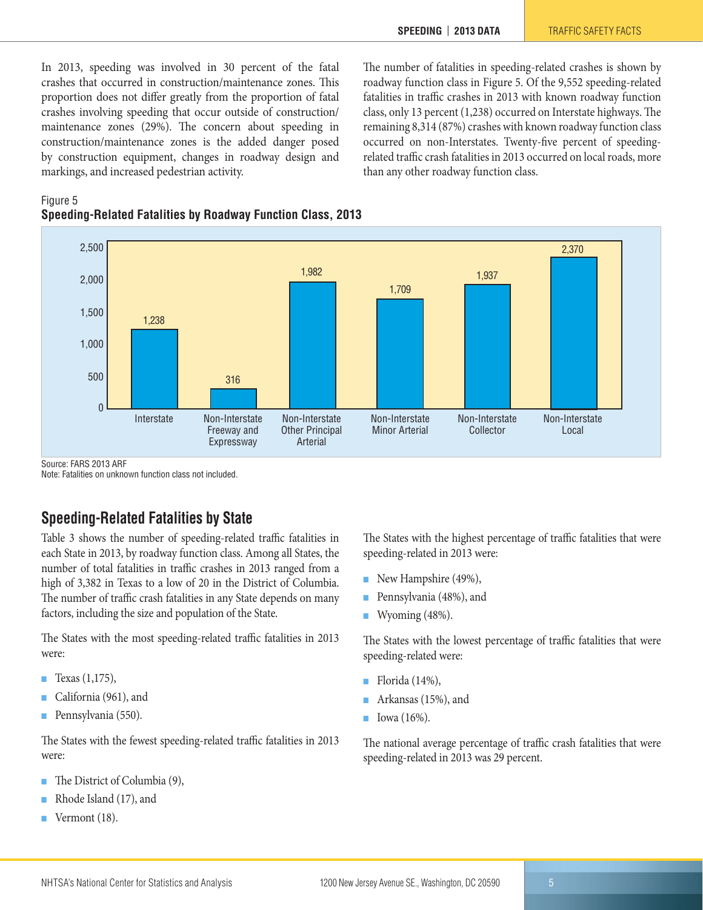In 2013, speeding was involved in 30 percent of the fatal crashes that occurred in construction/maintenance zones. This proportion does not differ greatly from the proportion of fatal crashes involving speeding that occur outside of construction/maintenance zones (29%). The concern about speeding in construction/maintenance zones is the added danger posed by construction equipment, changes in roadway design and markings, and increased pedestrian activity.

The number of fatalities in speeding-related crashes is shown by roadway function class in Figure 5. Of the 9,552 speeding-related fatalities in traffic crashes in 2013 with known roadway function class, only 13 percent (1,238) occurred on Interstate highways. The remaining 8,314 (87%) crashes with known roadway function class occurred on non-Interstates. Twenty-five percent of speeding-related traffic crash fatalities in 2013 occurred on local roads, more than any other roadway function class.

Figure 5

**Speeding-Related Fatalities by Roadway Function Class, 2013**

| Roadway Function Class | Fatalities |
|---|---|
| Interstate | 1,238 |
| Non-Interstate Freeway and Expressway | 316 |
| Non-Interstate Other Principal Arterial | 1,982 |
| Non-Interstate Minor Arterial | 1,709 |
| Non-Interstate Collector | 1,937 |
| Non-Interstate Local | 2,370 |

Source: FARS 2013 ARF

Note: Fatalities on unknown function class not included.

## Speeding-Related Fatalities by State

Table 3 shows the number of speeding-related traffic fatalities in each State in 2013, by roadway function class. Among all States, the number of total fatalities in traffic crashes in 2013 ranged from a high of 3,382 in Texas to a low of 20 in the District of Columbia. The number of traffic crash fatalities in any State depends on many factors, including the size and population of the State.

The States with the most speeding-related traffic fatalities in 2013 were:

- Texas (1,175),
- California (961), and
- Pennsylvania (550).

The States with the fewest speeding-related traffic fatalities in 2013 were:

- The District of Columbia (9),
- Rhode Island (17), and
- Vermont (18).

The States with the highest percentage of traffic fatalities that were speeding-related in 2013 were:

- New Hampshire (49%),
- Pennsylvania (48%), and
- Wyoming (48%).

The States with the lowest percentage of traffic fatalities that were speeding-related were:

- Florida (14%),
- Arkansas (15%), and
- Iowa (16%).

The national average percentage of traffic crash fatalities that were speeding-related in 2013 was 29 percent.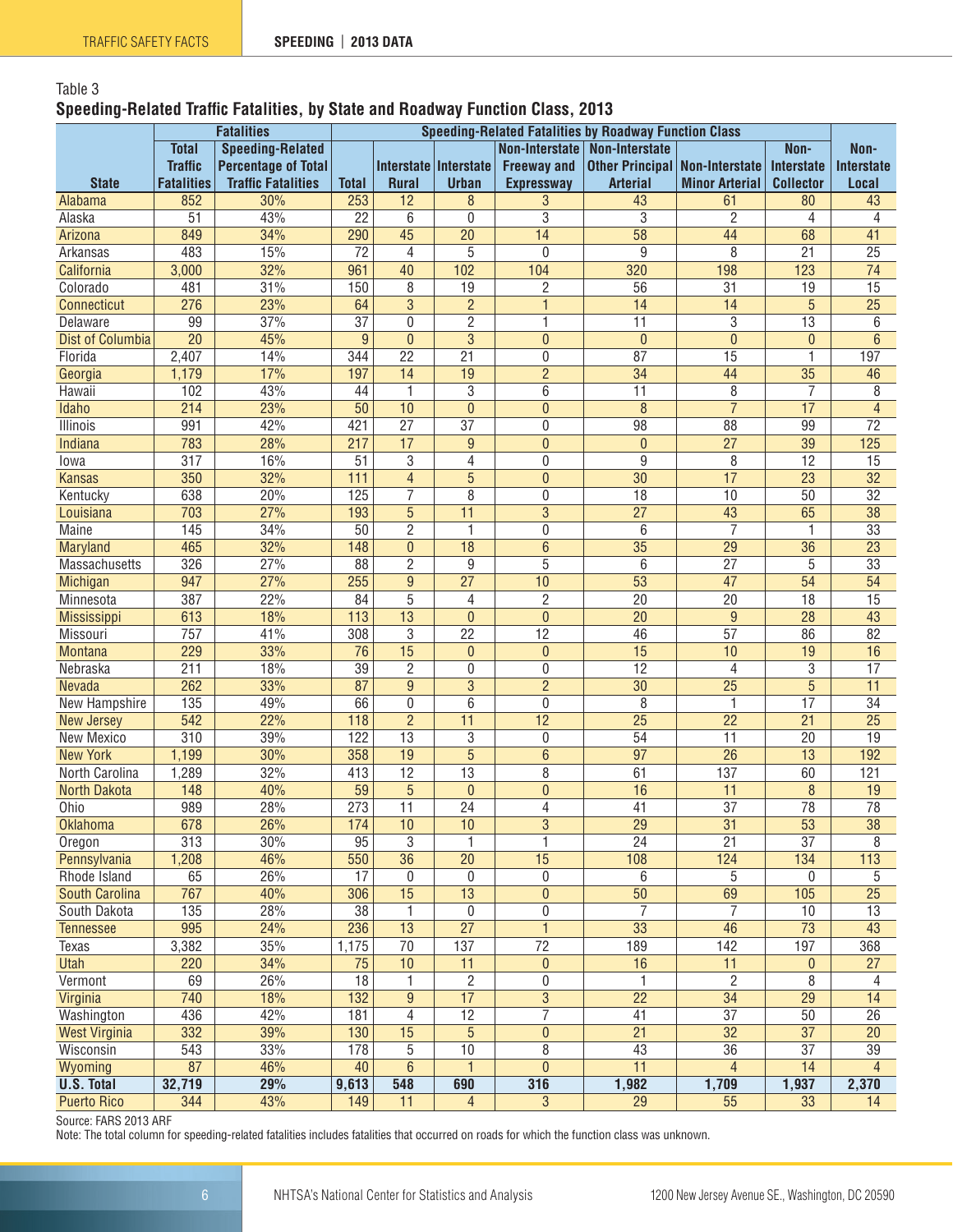Table 3

**Speeding-Related Traffic Fatalities, by State and Roadway Function Class, 2013**

| | Fatalities | | Speeding-Related Fatalities by Roadway Function Class | | | | | | | |
|---|---|---|---|---|---|---|---|---|---|---|
| State | Total Traffic Fatalities | Speeding-Related Percentage of Total Traffic Fatalities | Total | Interstate Rural | Interstate Urban | Non-Interstate Freeway and Expressway | Non-Interstate Other Principal Arterial | Non-Interstate Minor Arterial | Non-Interstate Collector | Non-Interstate Local |
| Alabama | 852 | 30% | 253 | 12 | 8 | 3 | 43 | 61 | 80 | 43 |
| Alaska | 51 | 43% | 22 | 6 | 0 | 3 | 3 | 2 | 4 | 4 |
| Arizona | 849 | 34% | 290 | 45 | 20 | 14 | 58 | 44 | 68 | 41 |
| Arkansas | 483 | 15% | 72 | 4 | 5 | 0 | 9 | 8 | 21 | 25 |
| California | 3,000 | 32% | 961 | 40 | 102 | 104 | 320 | 198 | 123 | 74 |
| Colorado | 481 | 31% | 150 | 8 | 19 | 2 | 56 | 31 | 19 | 15 |
| Connecticut | 276 | 23% | 64 | 3 | 2 | 1 | 14 | 14 | 5 | 25 |
| Delaware | 99 | 37% | 37 | 0 | 2 | 1 | 11 | 3 | 13 | 6 |
| Dist of Columbia | 20 | 45% | 9 | 0 | 3 | 0 | 0 | 0 | 0 | 6 |
| Florida | 2,407 | 14% | 344 | 22 | 21 | 0 | 87 | 15 | 1 | 197 |
| Georgia | 1,179 | 17% | 197 | 14 | 19 | 2 | 34 | 44 | 35 | 46 |
| Hawaii | 102 | 43% | 44 | 1 | 3 | 6 | 11 | 8 | 7 | 8 |
| Idaho | 214 | 23% | 50 | 10 | 0 | 0 | 8 | 7 | 17 | 4 |
| Illinois | 991 | 42% | 421 | 27 | 37 | 0 | 98 | 88 | 99 | 72 |
| Indiana | 783 | 28% | 217 | 17 | 9 | 0 | 0 | 27 | 39 | 125 |
| Iowa | 317 | 16% | 51 | 3 | 4 | 0 | 9 | 8 | 12 | 15 |
| Kansas | 350 | 32% | 111 | 4 | 5 | 0 | 30 | 17 | 23 | 32 |
| Kentucky | 638 | 20% | 125 | 7 | 8 | 0 | 18 | 10 | 50 | 32 |
| Louisiana | 703 | 27% | 193 | 5 | 11 | 3 | 27 | 43 | 65 | 38 |
| Maine | 145 | 34% | 50 | 2 | 1 | 0 | 6 | 7 | 1 | 33 |
| Maryland | 465 | 32% | 148 | 0 | 18 | 6 | 35 | 29 | 36 | 23 |
| Massachusetts | 326 | 27% | 88 | 2 | 9 | 5 | 6 | 27 | 5 | 33 |
| Michigan | 947 | 27% | 255 | 9 | 27 | 10 | 53 | 47 | 54 | 54 |
| Minnesota | 387 | 22% | 84 | 5 | 4 | 2 | 20 | 20 | 18 | 15 |
| Mississippi | 613 | 18% | 113 | 13 | 0 | 0 | 20 | 9 | 28 | 43 |
| Missouri | 757 | 41% | 308 | 3 | 22 | 12 | 46 | 57 | 86 | 82 |
| Montana | 229 | 33% | 76 | 15 | 0 | 0 | 15 | 10 | 19 | 16 |
| Nebraska | 211 | 18% | 39 | 2 | 0 | 0 | 12 | 4 | 3 | 17 |
| Nevada | 262 | 33% | 87 | 9 | 3 | 2 | 30 | 25 | 5 | 11 |
| New Hampshire | 135 | 49% | 66 | 0 | 6 | 0 | 8 | 1 | 17 | 34 |
| New Jersey | 542 | 22% | 118 | 2 | 11 | 12 | 25 | 22 | 21 | 25 |
| New Mexico | 310 | 39% | 122 | 13 | 3 | 0 | 54 | 11 | 20 | 19 |
| New York | 1,199 | 30% | 358 | 19 | 5 | 6 | 97 | 26 | 13 | 192 |
| North Carolina | 1,289 | 32% | 413 | 12 | 13 | 8 | 61 | 137 | 60 | 121 |
| North Dakota | 148 | 40% | 59 | 5 | 0 | 0 | 16 | 11 | 8 | 19 |
| Ohio | 989 | 28% | 273 | 11 | 24 | 4 | 41 | 37 | 78 | 78 |
| Oklahoma | 678 | 26% | 174 | 10 | 10 | 3 | 29 | 31 | 53 | 38 |
| Oregon | 313 | 30% | 95 | 3 | 1 | 1 | 24 | 21 | 37 | 8 |
| Pennsylvania | 1,208 | 46% | 550 | 36 | 20 | 15 | 108 | 124 | 134 | 113 |
| Rhode Island | 65 | 26% | 17 | 0 | 0 | 0 | 6 | 5 | 0 | 5 |
| South Carolina | 767 | 40% | 306 | 15 | 13 | 0 | 50 | 69 | 105 | 25 |
| South Dakota | 135 | 28% | 38 | 1 | 0 | 0 | 7 | 7 | 10 | 13 |
| Tennessee | 995 | 24% | 236 | 13 | 27 | 1 | 33 | 46 | 73 | 43 |
| Texas | 3,382 | 35% | 1,175 | 70 | 137 | 72 | 189 | 142 | 197 | 368 |
| Utah | 220 | 34% | 75 | 10 | 11 | 0 | 16 | 11 | 0 | 27 |
| Vermont | 69 | 26% | 18 | 1 | 2 | 0 | 1 | 2 | 8 | 4 |
| Virginia | 740 | 18% | 132 | 9 | 17 | 3 | 22 | 34 | 29 | 14 |
| Washington | 436 | 42% | 181 | 4 | 12 | 7 | 41 | 37 | 50 | 26 |
| West Virginia | 332 | 39% | 130 | 15 | 5 | 0 | 21 | 32 | 37 | 20 |
| Wisconsin | 543 | 33% | 178 | 5 | 10 | 8 | 43 | 36 | 37 | 39 |
| Wyoming | 87 | 46% | 40 | 6 | 1 | 0 | 11 | 4 | 14 | 4 |
| **U.S. Total** | **32,719** | **29%** | **9,613** | **548** | **690** | **316** | **1,982** | **1,709** | **1,937** | **2,370** |
| Puerto Rico | 344 | 43% | 149 | 11 | 4 | 3 | 29 | 55 | 33 | 14 |

Source: FARS 2013 ARF

Note: The total column for speeding-related fatalities includes fatalities that occurred on roads for which the function class was unknown.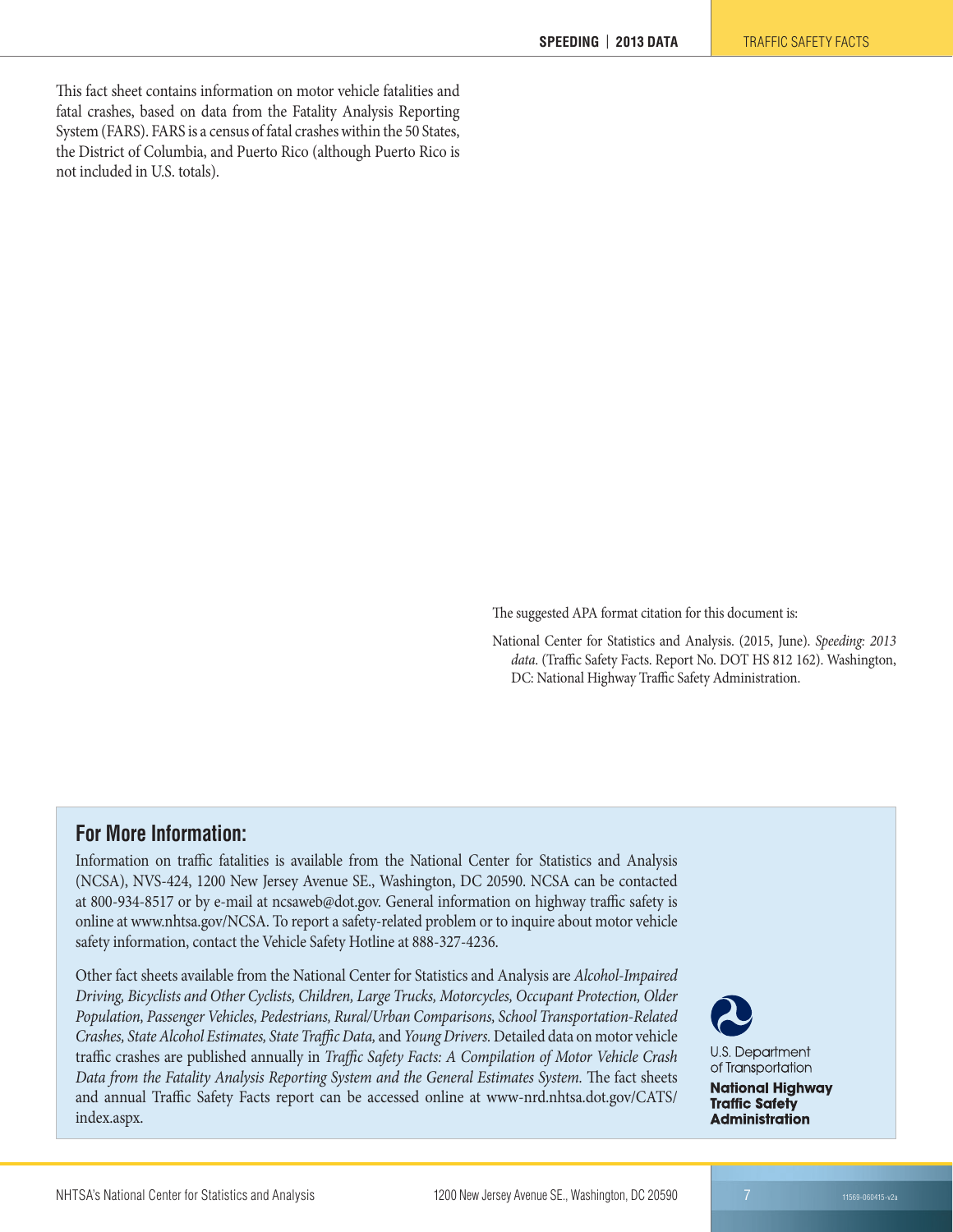This fact sheet contains information on motor vehicle fatalities and fatal crashes, based on data from the Fatality Analysis Reporting System (FARS). FARS is a census of fatal crashes within the 50 States, the District of Columbia, and Puerto Rico (although Puerto Rico is not included in U.S. totals).

The suggested APA format citation for this document is:

National Center for Statistics and Analysis. (2015, June). *Speeding: 2013 data*. (Traffic Safety Facts. Report No. DOT HS 812 162). Washington, DC: National Highway Traffic Safety Administration.

## For More Information:

Information on traffic fatalities is available from the National Center for Statistics and Analysis (NCSA), NVS-424, 1200 New Jersey Avenue SE., Washington, DC 20590. NCSA can be contacted at 800-934-8517 or by e-mail at ncsaweb@dot.gov. General information on highway traffic safety is online at www.nhtsa.gov/NCSA. To report a safety-related problem or to inquire about motor vehicle safety information, contact the Vehicle Safety Hotline at 888-327-4236.

Other fact sheets available from the National Center for Statistics and Analysis are *Alcohol-Impaired Driving, Bicyclists and Other Cyclists, Children, Large Trucks, Motorcycles, Occupant Protection, Older Population, Passenger Vehicles, Pedestrians, Rural/Urban Comparisons, School Transportation-Related Crashes, State Alcohol Estimates, State Traffic Data,* and *Young Drivers.* Detailed data on motor vehicle traffic crashes are published annually in *Traffic Safety Facts: A Compilation of Motor Vehicle Crash Data from the Fatality Analysis Reporting System and the General Estimates System.* The fact sheets and annual Traffic Safety Facts report can be accessed online at www-nrd.nhtsa.dot.gov/CATS/index.aspx.

U.S. Department of Transportation

**National Highway Traffic Safety Administration**